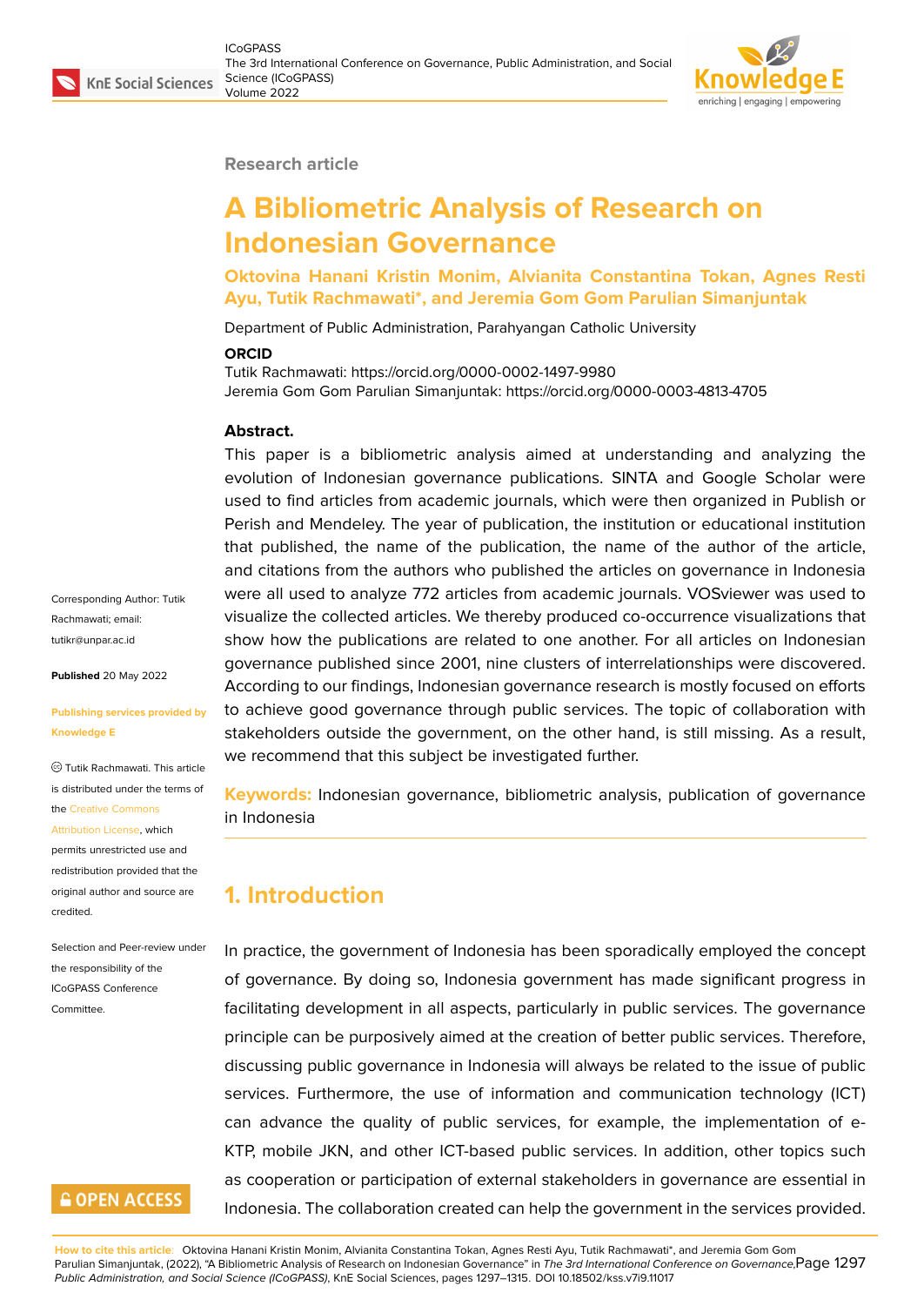Research article

# A Bibliometric Analysis of Research on Indonesian Governance

**Oktovina Hanani Kristin Monim, Alvianita Constantina Tokan, Agnes Resti Ayu, Tutik Rachmawati*, and Jeremia Gom Gom Parulian Simanjuntak**

Department of Public Administration, Parahyangan Catholic University

**ORCID**

Tutik Rachmawati: https://orcid.org/0000-0002-1497-9980

Jeremia Gom Gom Parulian Simanjuntak: https://orcid.org/0000-0003-4813-4705

Corresponding Author: Tutik Rachmawati; email: tutikr@unpar.ac.id

**Published** 20 May 2022

**Publishing services provided by Knowledge E**

© Tutik Rachmawati. This article is distributed under the terms of the Creative Commons Attribution License, which permits unrestricted use and redistribution provided that the original author and source are credited.

Selection and Peer-review under the responsibility of the ICoGPASS Conference Committee.

**Abstract.**

This paper is a bibliometric analysis aimed at understanding and analyzing the evolution of Indonesian governance publications. SINTA and Google Scholar were used to find articles from academic journals, which were then organized in Publish or Perish and Mendeley. The year of publication, the institution or educational institution that published, the name of the publication, the name of the author of the article, and citations from the authors who published the articles on governance in Indonesia were all used to analyze 772 articles from academic journals. VOSviewer was used to visualize the collected articles. We thereby produced co-occurrence visualizations that show how the publications are related to one another. For all articles on Indonesian governance published since 2001, nine clusters of interrelationships were discovered. According to our findings, Indonesian governance research is mostly focused on efforts to achieve good governance through public services. The topic of collaboration with stakeholders outside the government, on the other hand, is still missing. As a result, we recommend that this subject be investigated further.

**Keywords:** Indonesian governance, bibliometric analysis, publication of governance in Indonesia

## 1. Introduction

In practice, the government of Indonesia has been sporadically employed the concept of governance. By doing so, Indonesia government has made significant progress in facilitating development in all aspects, particularly in public services. The governance principle can be purposively aimed at the creation of better public services. Therefore, discussing public governance in Indonesia will always be related to the issue of public services. Furthermore, the use of information and communication technology (ICT) can advance the quality of public services, for example, the implementation of e-KTP, mobile JKN, and other ICT-based public services. In addition, other topics such as cooperation or participation of external stakeholders in governance are essential in Indonesia. The collaboration created can help the government in the services provided.

**How to cite this article**: Oktovina Hanani Kristin Monim, Alvianita Constantina Tokan, Agnes Resti Ayu, Tutik Rachmawati*, and Jeremia Gom Gom Parulian Simanjuntak, (2022), "A Bibliometric Analysis of Research on Indonesian Governance" in *The 3rd International Conference on Governance, Public Administration, and Social Science (ICoGPASS)*, KnE Social Sciences, pages 1297–1315. DOI 10.18502/kss.v7i9.11017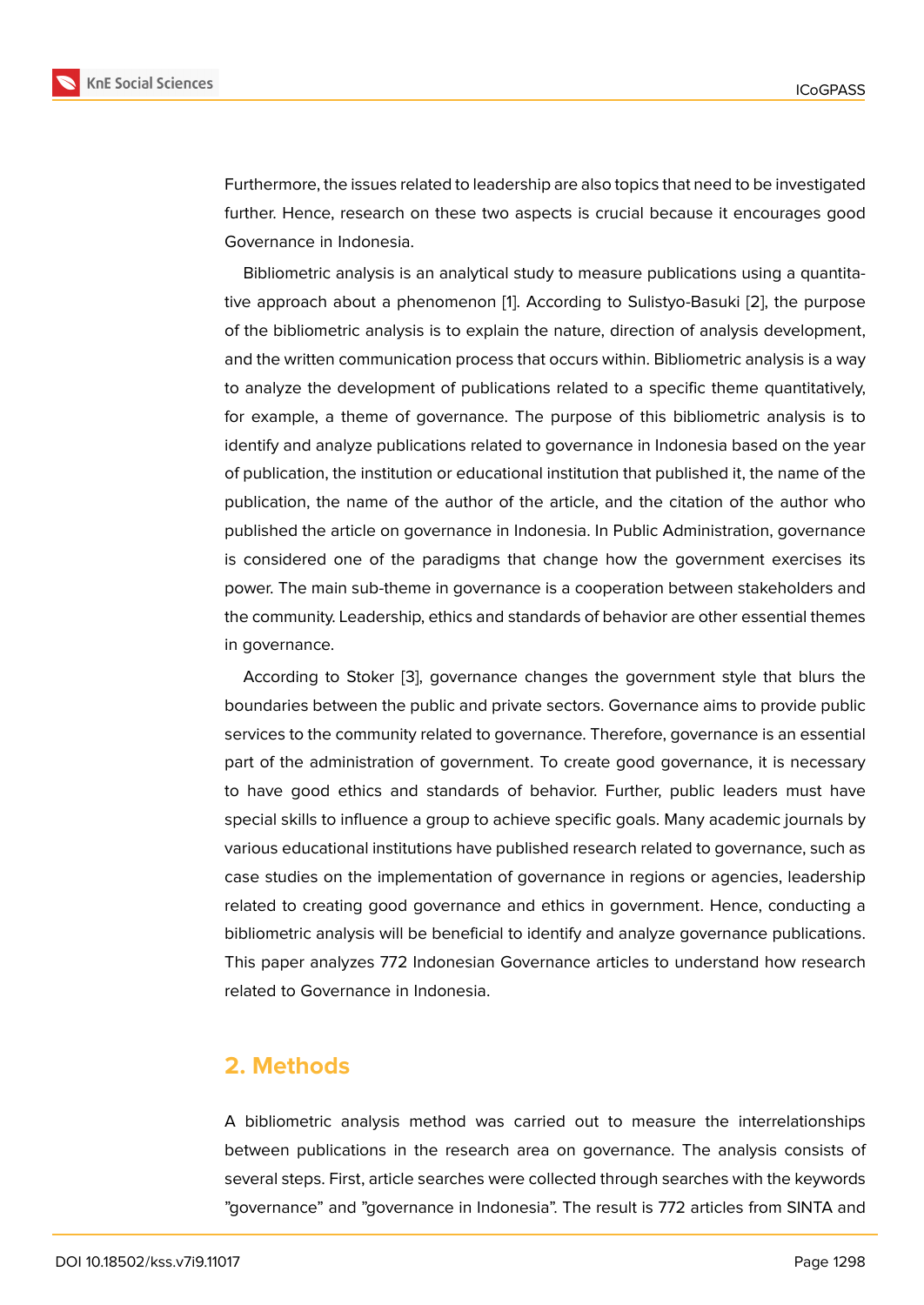Furthermore, the issues related to leadership are also topics that need to be investigated further. Hence, research on these two aspects is crucial because it encourages good Governance in Indonesia.

Bibliometric analysis is an analytical study to measure publications using a quantitative approach about a phenomenon [1]. According to Sulistyo-Basuki [2], the purpose of the bibliometric analysis is to explain the nature, direction of analysis development, and the written communication process that occurs within. Bibliometric analysis is a way to analyze the development of publications related to a specific theme quantitatively, for example, a theme of governance. The purpose of this bibliometric analysis is to identify and analyze publications related to governance in Indonesia based on the year of publication, the institution or educational institution that published it, the name of the publication, the name of the author of the article, and the citation of the author who published the article on governance in Indonesia. In Public Administration, governance is considered one of the paradigms that change how the government exercises its power. The main sub-theme in governance is a cooperation between stakeholders and the community. Leadership, ethics and standards of behavior are other essential themes in governance.

According to Stoker [3], governance changes the government style that blurs the boundaries between the public and private sectors. Governance aims to provide public services to the community related to governance. Therefore, governance is an essential part of the administration of government. To create good governance, it is necessary to have good ethics and standards of behavior. Further, public leaders must have special skills to influence a group to achieve specific goals. Many academic journals by various educational institutions have published research related to governance, such as case studies on the implementation of governance in regions or agencies, leadership related to creating good governance and ethics in government. Hence, conducting a bibliometric analysis will be beneficial to identify and analyze governance publications. This paper analyzes 772 Indonesian Governance articles to understand how research related to Governance in Indonesia.

## 2. Methods

A bibliometric analysis method was carried out to measure the interrelationships between publications in the research area on governance. The analysis consists of several steps. First, article searches were collected through searches with the keywords "governance" and "governance in Indonesia". The result is 772 articles from SINTA and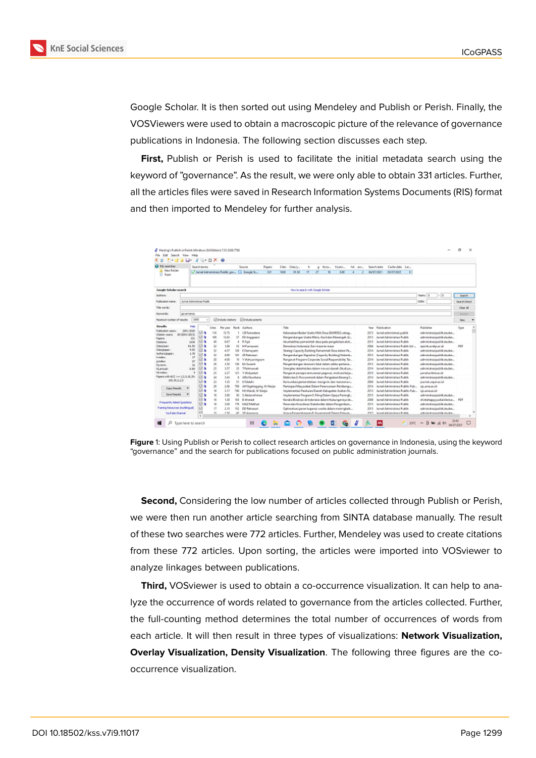Google Scholar. It is then sorted out using Mendeley and Publish or Perish. Finally, the VOSViewers were used to obtain a macroscopic picture of the relevance of governance publications in Indonesia. The following section discusses each step.

**First,** Publish or Perish is used to facilitate the initial metadata search using the keyword of "governance". As the result, we were only able to obtain 331 articles. Further, all the articles files were saved in Research Information Systems Documents (RIS) format and then imported to Mendeley for further analysis.

**Figure** 1: Using Publish or Perish to collect research articles on governance in Indonesia, using the keyword "governance" and the search for publications focused on public administration journals.

**Second,** Considering the low number of articles collected through Publish or Perish, we were then run another article searching from SINTA database manually. The result of these two searches were 772 articles. Further, Mendeley was used to create citations from these 772 articles. Upon sorting, the articles were imported into VOSviewer to analyze linkages between publications.

**Third,** VOSviewer is used to obtain a co-occurrence visualization. It can help to analyze the occurrence of words related to governance from the articles collected. Further, the full-counting method determines the total number of occurrences of words from each article. It will then result in three types of visualizations: **Network Visualization, Overlay Visualization, Density Visualization**. The following three figures are the co-occurrence visualization.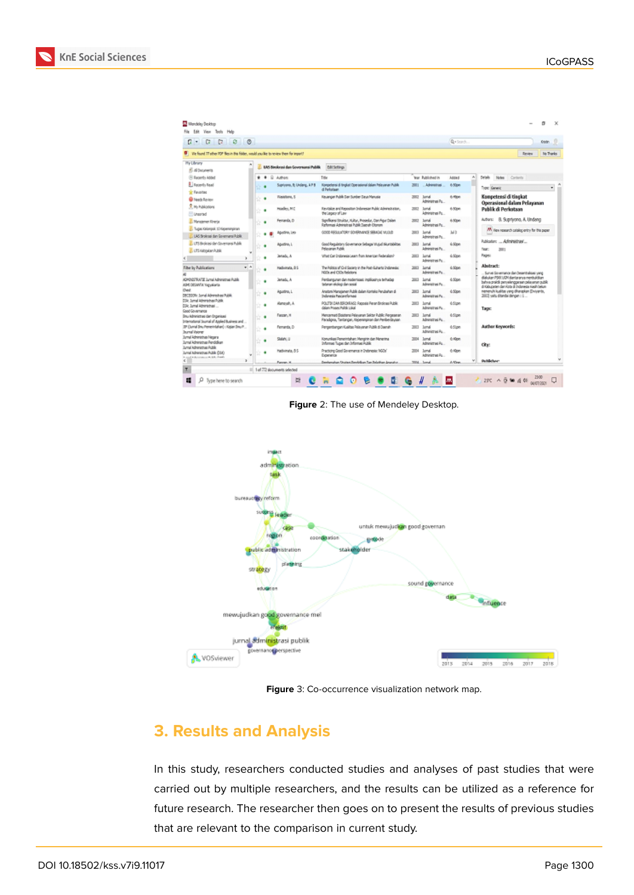Figure 2: The use of Mendeley Desktop.

Figure 3: Co-occurrence visualization network map.

## 3. Results and Analysis

In this study, researchers conducted studies and analyses of past studies that were carried out by multiple researchers, and the results can be utilized as a reference for future research. The researcher then goes on to present the results of previous studies that are relevant to the comparison in current study.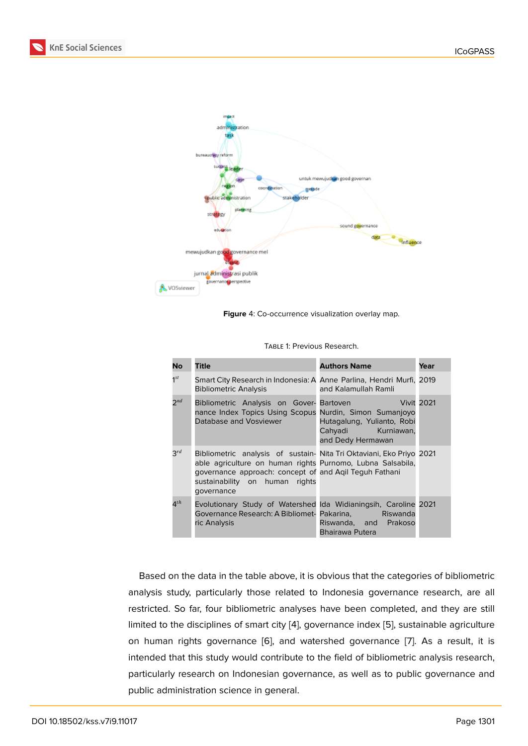Figure 4: Co-occurrence visualization overlay map.

Table 1: Previous Research.

| No | Title | Authors Name | Year |
|---|---|---|---|
| 1st | Smart City Research in Indonesia: A Bibliometric Analysis | Anne Parlina, Hendri Murfi, and Kalamullah Ramli | 2019 |
| 2nd | Bibliometric Analysis on Governance Index Topics Using Scopus Database and Vosviewer | Bartoven Vivit Nurdin, Simon Sumanjoyo Hutagalung, Yulianto, Robi Cahyadi Kurniawan, and Dedy Hermawan | 2021 |
| 3rd | Bibliometric analysis of sustainable agriculture on human rights governance approach: concept of sustainability on human rights governance | Nita Tri Oktaviani, Eko Priyo Purnomo, Lubna Salsabila, and Aqil Teguh Fathani | 2021 |
| 4th | Evolutionary Study of Watershed Governance Research: A Bibliometric Analysis | Ida Widianingsih, Caroline Pakarina, Riswanda Riswanda, and Prakoso Bhairawa Putera | 2021 |

Based on the data in the table above, it is obvious that the categories of bibliometric analysis study, particularly those related to Indonesia governance research, are all restricted. So far, four bibliometric analyses have been completed, and they are still limited to the disciplines of smart city [4], governance index [5], sustainable agriculture on human rights governance [6], and watershed governance [7]. As a result, it is intended that this study would contribute to the field of bibliometric analysis research, particularly research on Indonesian governance, as well as to public governance and public administration science in general.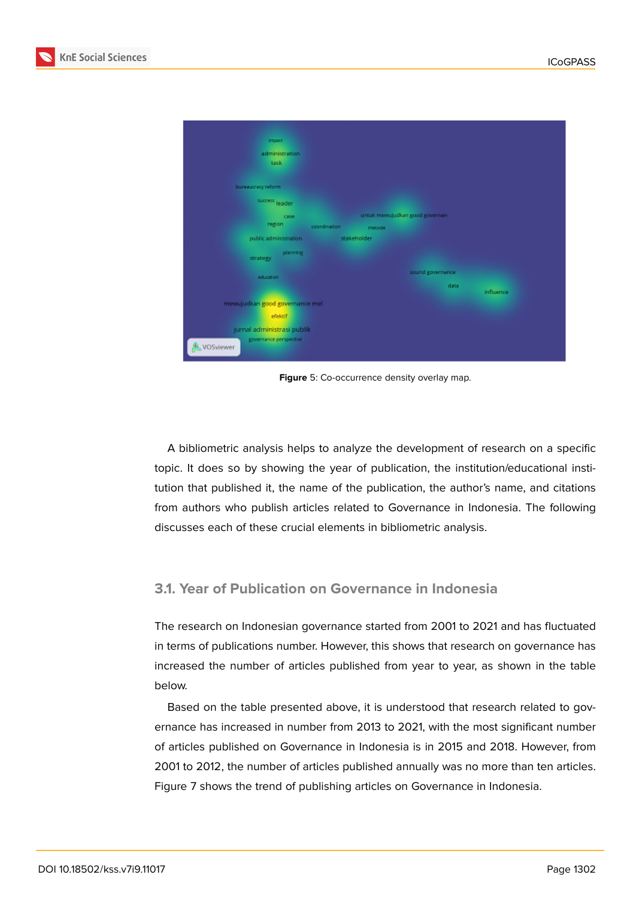Figure 5: Co-occurrence density overlay map.

A bibliometric analysis helps to analyze the development of research on a specific topic. It does so by showing the year of publication, the institution/educational institution that published it, the name of the publication, the author's name, and citations from authors who publish articles related to Governance in Indonesia. The following discusses each of these crucial elements in bibliometric analysis.

### 3.1. Year of Publication on Governance in Indonesia

The research on Indonesian governance started from 2001 to 2021 and has fluctuated in terms of publications number. However, this shows that research on governance has increased the number of articles published from year to year, as shown in the table below.

Based on the table presented above, it is understood that research related to governance has increased in number from 2013 to 2021, with the most significant number of articles published on Governance in Indonesia is in 2015 and 2018. However, from 2001 to 2012, the number of articles published annually was no more than ten articles. Figure 7 shows the trend of publishing articles on Governance in Indonesia.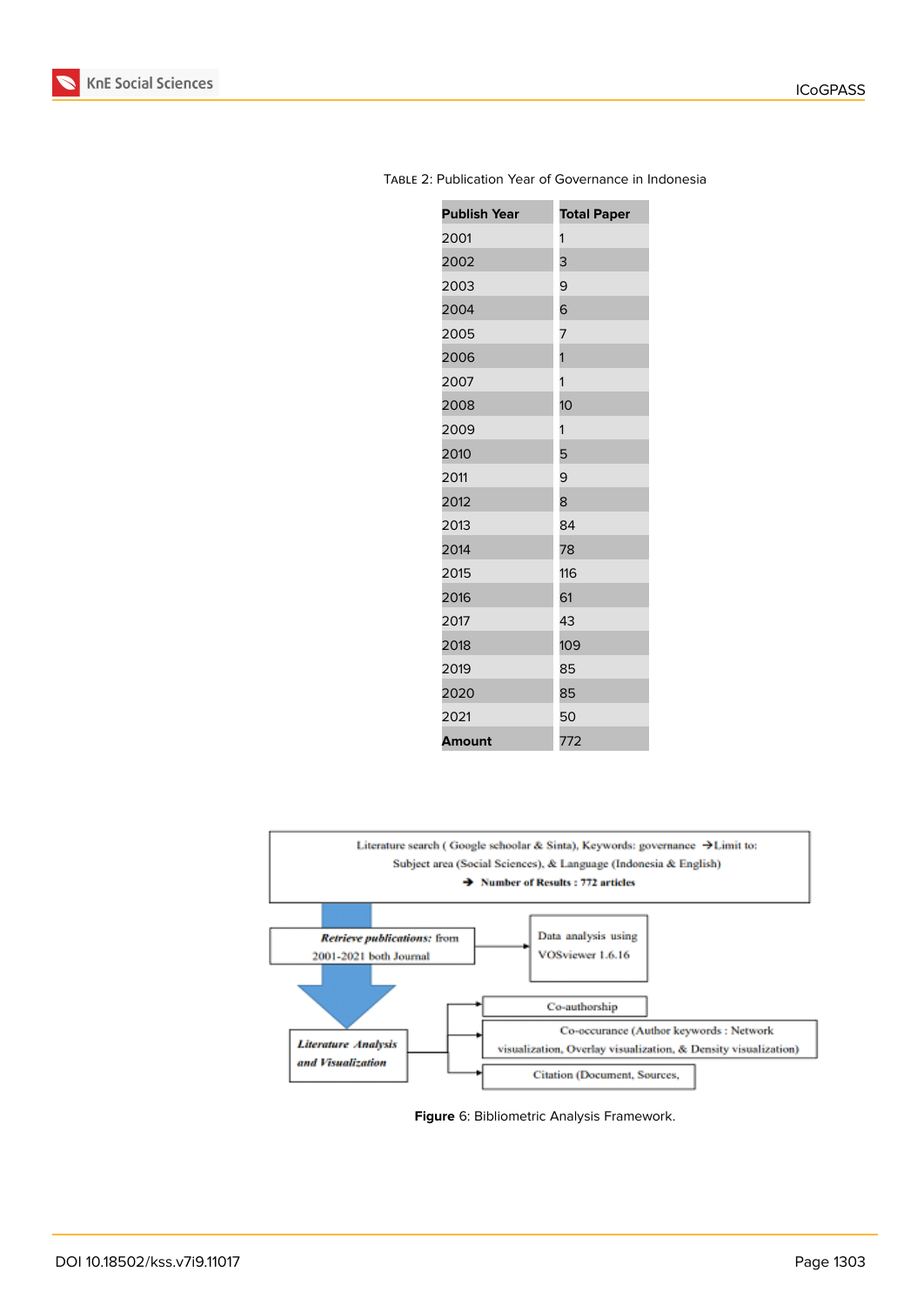Table 2: Publication Year of Governance in Indonesia

| Publish Year | Total Paper |
|---|---|
| 2001 | 1 |
| 2002 | 3 |
| 2003 | 9 |
| 2004 | 6 |
| 2005 | 7 |
| 2006 | 1 |
| 2007 | 1 |
| 2008 | 10 |
| 2009 | 1 |
| 2010 | 5 |
| 2011 | 9 |
| 2012 | 8 |
| 2013 | 84 |
| 2014 | 78 |
| 2015 | 116 |
| 2016 | 61 |
| 2017 | 43 |
| 2018 | 109 |
| 2019 | 85 |
| 2020 | 85 |
| 2021 | 50 |
| **Amount** | 772 |

Literature search ( Google schoolar & Sinta), Keywords: governance → Limit to: Subject area (Social Sciences), & Language (Indonesia & English)
→ **Number of Results : 772 articles**

***Retrieve publications:*** from 2001-2021 both Journal → Data analysis using VOSviewer 1.6.16

***Literature Analysis and Visualization***
- Co-authorship
- Co-occurance (Author keywords : Network visualization, Overlay visualization, & Density visualization)
- Citation (Document, Sources,

**Figure** 6: Bibliometric Analysis Framework.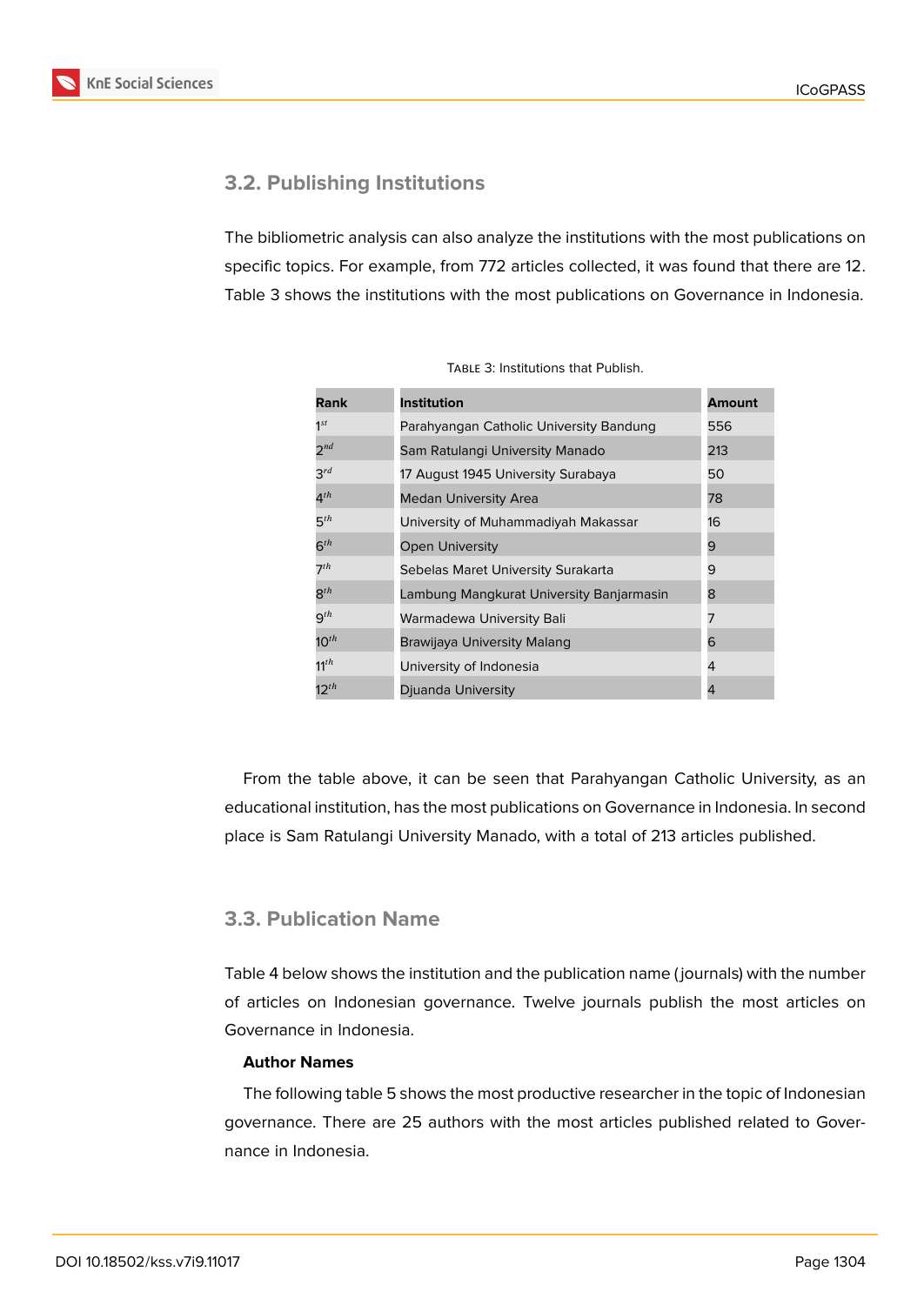### 3.2. Publishing Institutions

The bibliometric analysis can also analyze the institutions with the most publications on specific topics. For example, from 772 articles collected, it was found that there are 12. Table 3 shows the institutions with the most publications on Governance in Indonesia.

Table 3: Institutions that Publish.

| Rank | Institution | Amount |
|---|---|---|
| $1^{st}$ | Parahyangan Catholic University Bandung | 556 |
| $2^{nd}$ | Sam Ratulangi University Manado | 213 |
| $3^{rd}$ | 17 August 1945 University Surabaya | 50 |
| $4^{th}$ | Medan University Area | 78 |
| $5^{th}$ | University of Muhammadiyah Makassar | 16 |
| $6^{th}$ | Open University | 9 |
| $7^{th}$ | Sebelas Maret University Surakarta | 9 |
| $8^{th}$ | Lambung Mangkurat University Banjarmasin | 8 |
| $9^{th}$ | Warmadewa University Bali | 7 |
| $10^{th}$ | Brawijaya University Malang | 6 |
| $11^{th}$ | University of Indonesia | 4 |
| $12^{th}$ | Djuanda University | 4 |

From the table above, it can be seen that Parahyangan Catholic University, as an educational institution, has the most publications on Governance in Indonesia. In second place is Sam Ratulangi University Manado, with a total of 213 articles published.

### 3.3. Publication Name

Table 4 below shows the institution and the publication name (journals) with the number of articles on Indonesian governance. Twelve journals publish the most articles on Governance in Indonesia.

**Author Names**

The following table 5 shows the most productive researcher in the topic of Indonesian governance. There are 25 authors with the most articles published related to Governance in Indonesia.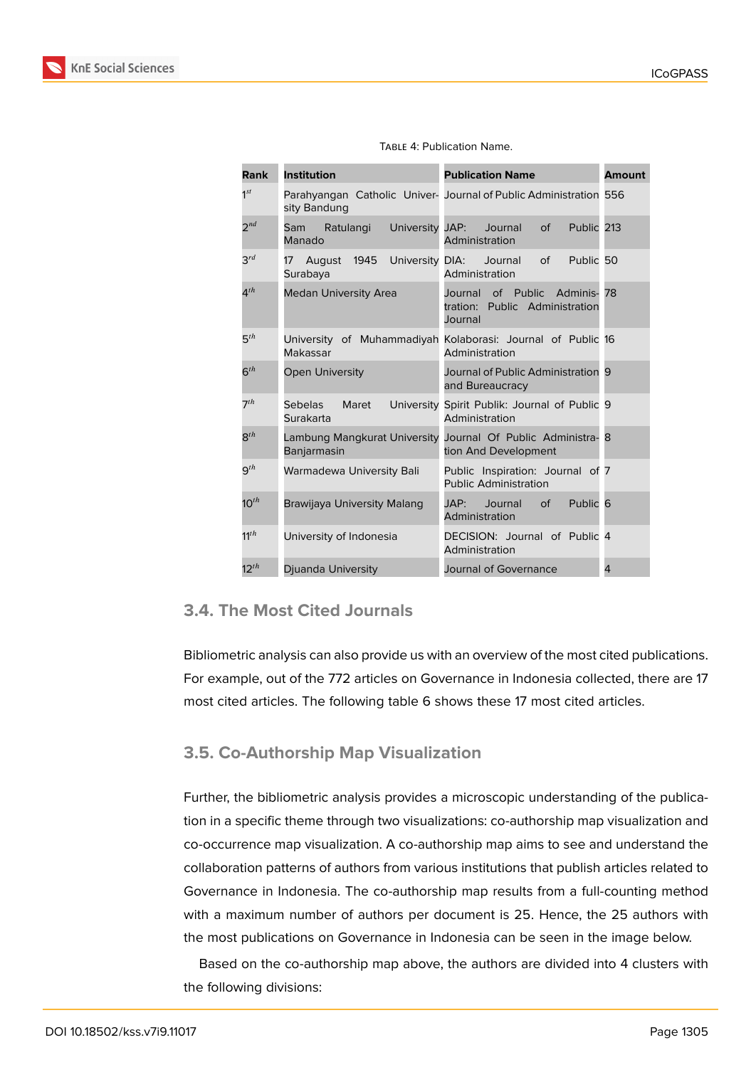Table 4: Publication Name.

| Rank | Institution | Publication Name | Amount |
|---|---|---|---|
| 1st | Parahyangan Catholic University Bandung | Journal of Public Administration | 556 |
| 2nd | Sam Ratulangi University Manado | JAP: Journal of Public Administration | 213 |
| 3rd | 17 August 1945 University Surabaya | DIA: Journal of Public Administration | 50 |
| 4th | Medan University Area | Journal of Public Administration: Public Administration Journal | 78 |
| 5th | University of Muhammadiyah Makassar | Kolaborasi: Journal of Public Administration | 16 |
| 6th | Open University | Journal of Public Administration and Bureaucracy | 9 |
| 7th | Sebelas Maret University Surakarta | Spirit Publik: Journal of Public Administration | 9 |
| 8th | Lambung Mangkurat University Banjarmasin | Journal Of Public Administration And Development | 8 |
| 9th | Warmadewa University Bali | Public Inspiration: Journal of Public Administration | 7 |
| 10th | Brawijaya University Malang | JAP: Journal of Public Administration | 6 |
| 11th | University of Indonesia | DECISION: Journal of Public Administration | 4 |
| 12th | Djuanda University | Journal of Governance | 4 |

### 3.4. The Most Cited Journals

Bibliometric analysis can also provide us with an overview of the most cited publications. For example, out of the 772 articles on Governance in Indonesia collected, there are 17 most cited articles. The following table 6 shows these 17 most cited articles.

### 3.5. Co-Authorship Map Visualization

Further, the bibliometric analysis provides a microscopic understanding of the publication in a specific theme through two visualizations: co-authorship map visualization and co-occurrence map visualization. A co-authorship map aims to see and understand the collaboration patterns of authors from various institutions that publish articles related to Governance in Indonesia. The co-authorship map results from a full-counting method with a maximum number of authors per document is 25. Hence, the 25 authors with the most publications on Governance in Indonesia can be seen in the image below.

Based on the co-authorship map above, the authors are divided into 4 clusters with the following divisions: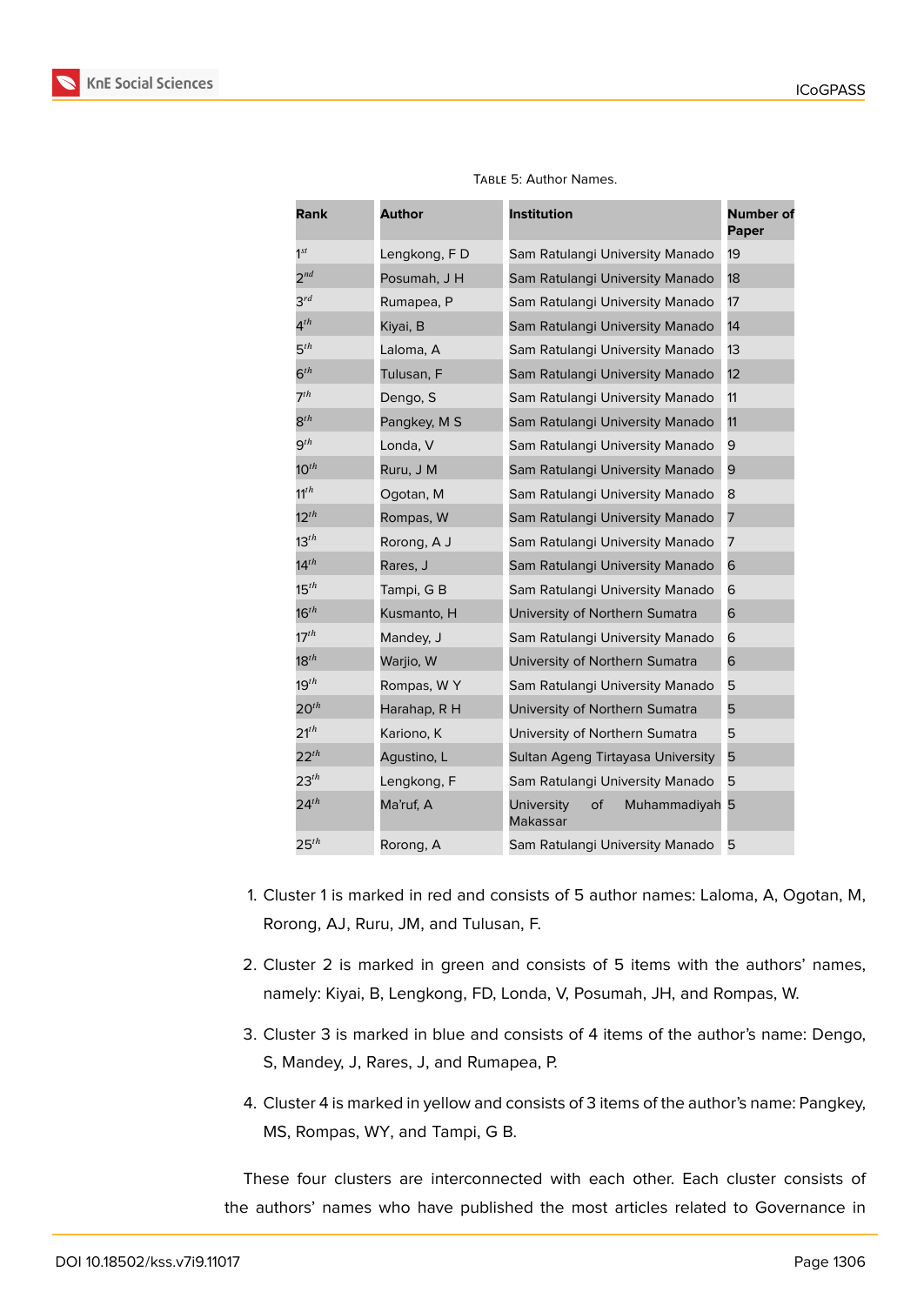Table 5: Author Names.

| Rank | Author | Institution | Number of Paper |
|---|---|---|---|
| 1st | Lengkong, F D | Sam Ratulangi University Manado | 19 |
| 2nd | Posumah, J H | Sam Ratulangi University Manado | 18 |
| 3rd | Rumapea, P | Sam Ratulangi University Manado | 17 |
| 4th | Kiyai, B | Sam Ratulangi University Manado | 14 |
| 5th | Laloma, A | Sam Ratulangi University Manado | 13 |
| 6th | Tulusan, F | Sam Ratulangi University Manado | 12 |
| 7th | Dengo, S | Sam Ratulangi University Manado | 11 |
| 8th | Pangkey, M S | Sam Ratulangi University Manado | 11 |
| 9th | Londa, V | Sam Ratulangi University Manado | 9 |
| 10th | Ruru, J M | Sam Ratulangi University Manado | 9 |
| 11th | Ogotan, M | Sam Ratulangi University Manado | 8 |
| 12th | Rompas, W | Sam Ratulangi University Manado | 7 |
| 13th | Rorong, A J | Sam Ratulangi University Manado | 7 |
| 14th | Rares, J | Sam Ratulangi University Manado | 6 |
| 15th | Tampi, G B | Sam Ratulangi University Manado | 6 |
| 16th | Kusmanto, H | University of Northern Sumatra | 6 |
| 17th | Mandey, J | Sam Ratulangi University Manado | 6 |
| 18th | Warjio, W | University of Northern Sumatra | 6 |
| 19th | Rompas, W Y | Sam Ratulangi University Manado | 5 |
| 20th | Harahap, R H | University of Northern Sumatra | 5 |
| 21th | Kariono, K | University of Northern Sumatra | 5 |
| 22th | Agustino, L | Sultan Ageng Tirtayasa University | 5 |
| 23th | Lengkong, F | Sam Ratulangi University Manado | 5 |
| 24th | Ma'ruf, A | University of Muhammadiyah Makassar | 5 |
| 25th | Rorong, A | Sam Ratulangi University Manado | 5 |

1. Cluster 1 is marked in red and consists of 5 author names: Laloma, A, Ogotan, M, Rorong, AJ, Ruru, JM, and Tulusan, F.
2. Cluster 2 is marked in green and consists of 5 items with the authors' names, namely: Kiyai, B, Lengkong, FD, Londa, V, Posumah, JH, and Rompas, W.
3. Cluster 3 is marked in blue and consists of 4 items of the author's name: Dengo, S, Mandey, J, Rares, J, and Rumapea, P.
4. Cluster 4 is marked in yellow and consists of 3 items of the author's name: Pangkey, MS, Rompas, WY, and Tampi, G B.

These four clusters are interconnected with each other. Each cluster consists of the authors' names who have published the most articles related to Governance in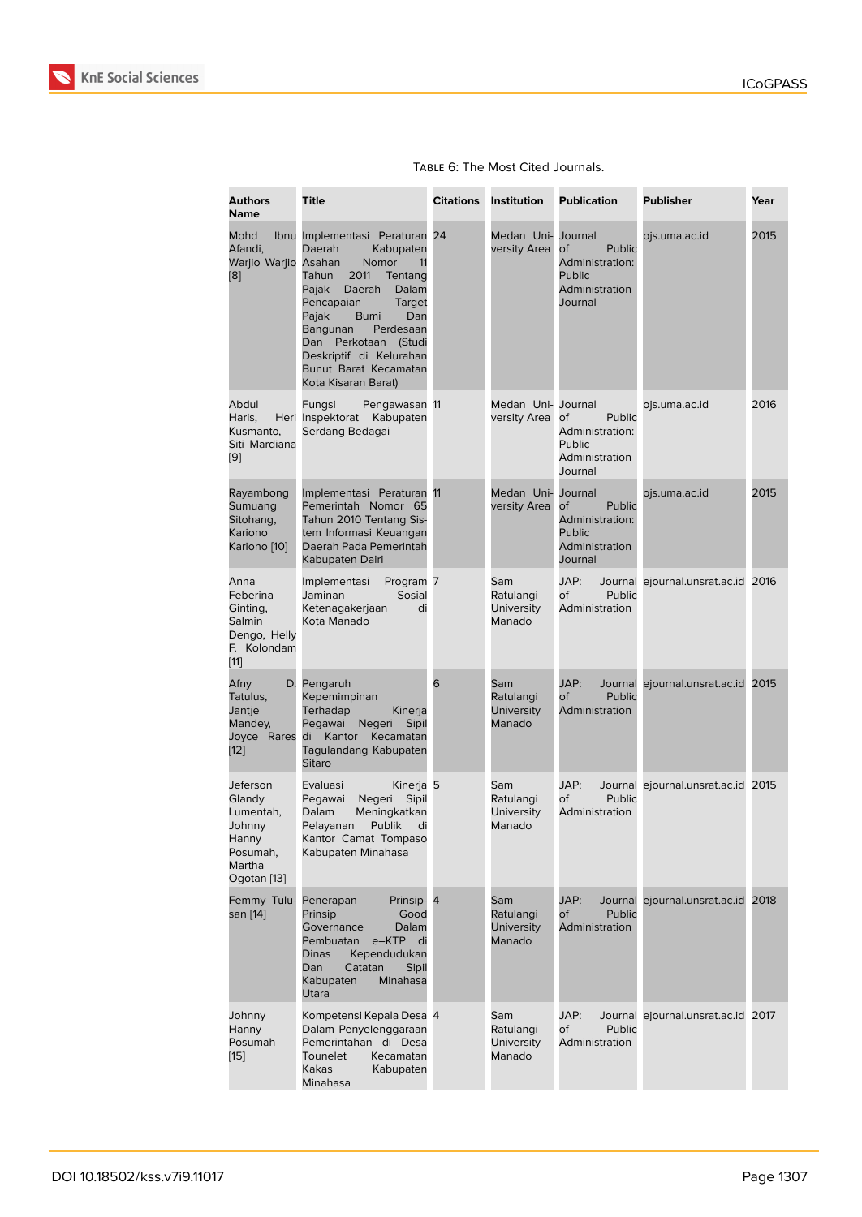Table 6: The Most Cited Journals.

| Authors Name | Title | Citations | Institution | Publication | Publisher | Year |
|---|---|---|---|---|---|---|
| Mohd Ibnu Afandi, Warjio Warjio [8] | Implementasi Peraturan Daerah Kabupaten Asahan Nomor 11 Tahun 2011 Tentang Pajak Daerah Dalam Pencapaian Target Pajak Bumi Dan Bangunan Perdesaan Dan Perkotaan (Studi Deskriptif di Kelurahan Bunut Barat Kecamatan Kota Kisaran Barat) | 24 | Medan University Area | Journal of Public Administration: Public Administration Journal | ojs.uma.ac.id | 2015 |
| Abdul Haris, Heri Kusmanto, Siti Mardiana [9] | Fungsi Pengawasan Inspektorat Kabupaten Serdang Bedagai | 11 | Medan University Area | Journal of Public Administration: Public Administration Journal | ojs.uma.ac.id | 2016 |
| Rayambong Sumuang Sitohang, Kariono Kariono [10] | Implementasi Peraturan Pemerintah Nomor 65 Tahun 2010 Tentang Sistem Informasi Keuangan Daerah Pada Pemerintah Kabupaten Dairi | 11 | Medan University Area | Journal of Public Administration: Public Administration Journal | ojs.uma.ac.id | 2015 |
| Anna Feberina Ginting, Salmin Dengo, Helly F. Kolondam [11] | Implementasi Program Jaminan Sosial Ketenagakerjaan di Kota Manado | 7 | Sam Ratulangi University Manado | JAP: Journal of Public Administration | ejournal.unsrat.ac.id | 2016 |
| Afny D. Tatulus, Jantje Mandey, Joyce Rares [12] | Pengaruh Kepemimpinan Terhadap Kinerja Pegawai Negeri Sipil di Kantor Kecamatan Tagulandang Kabupaten Sitaro | 6 | Sam Ratulangi University Manado | JAP: Journal of Public Administration | ejournal.unsrat.ac.id | 2015 |
| Jeferson Glandy Lumentah, Johnny Hanny Posumah, Martha Ogotan [13] | Evaluasi Kinerja Pegawai Negeri Sipil Dalam Meningkatkan Pelayanan Publik di Kantor Camat Tompaso Kabupaten Minahasa | 5 | Sam Ratulangi University Manado | JAP: Journal of Public Administration | ejournal.unsrat.ac.id | 2015 |
| Femmy Tulusan [14] | Penerapan Prinsip-Prinsip Good Governance Dalam Pembuatan e–KTP di Dinas Kependudukan Dan Catatan Sipil Kabupaten Minahasa Utara | 4 | Sam Ratulangi University Manado | JAP: Journal of Public Administration | ejournal.unsrat.ac.id | 2018 |
| Johnny Hanny Posumah [15] | Kompetensi Kepala Desa Dalam Penyelenggaraan Pemerintahan di Desa Tounelet Kecamatan Kakas Kabupaten Minahasa | 4 | Sam Ratulangi University Manado | JAP: Journal of Public Administration | ejournal.unsrat.ac.id | 2017 |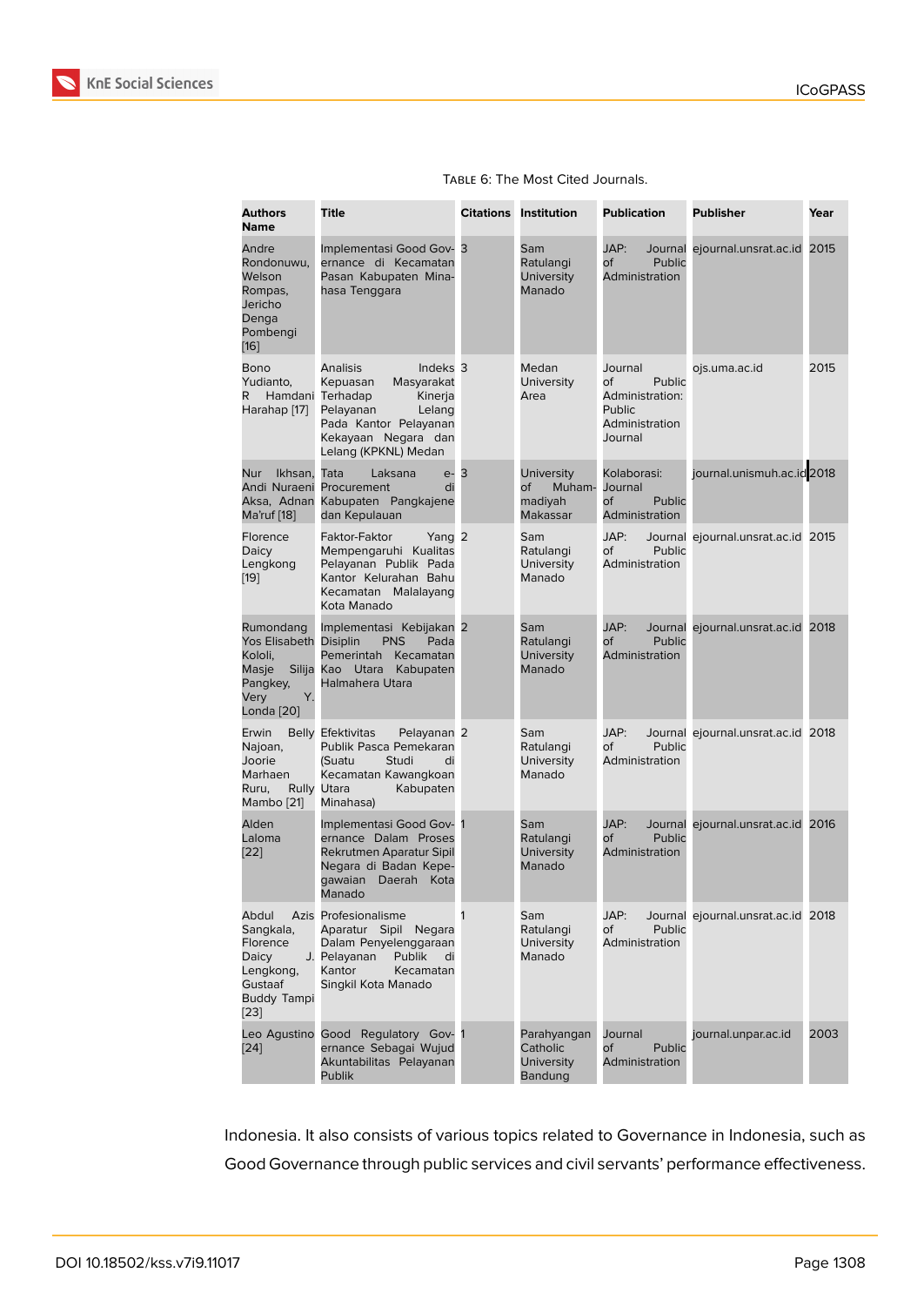Table 6: The Most Cited Journals.

| Authors Name | Title | Citations | Institution | Publication | Publisher | Year |
|---|---|---|---|---|---|---|
| Andre Rondonuwu, Welson Rompas, Jericho Denga Pombengi [16] | Implementasi Good Governance di Kecamatan Pasan Kabupaten Minahasa Tenggara | 3 | Sam Ratulangi University Manado | JAP: Journal of Public Administration | ejournal.unsrat.ac.id | 2015 |
| Bono Yudianto, R Hamdani Harahap [17] | Analisis Indeks Kepuasan Masyarakat Terhadap Kinerja Pelayanan Lelang Pada Kantor Pelayanan Kekayaan Negara dan Lelang (KPKNL) Medan | 3 | Medan University Area | Journal of Public Administration: Public Administration Journal | ojs.uma.ac.id | 2015 |
| Nur Ikhsan, Andi Nuraeni Aksa, Adnan Ma'ruf [18] | Tata Laksana e-Procurement di Kabupaten Pangkajene dan Kepulauan | 3 | University of Muhammadiyah Makassar | Kolaborasi: Journal of Public Administration | journal.unismuh.ac.id | 2018 |
| Florence Daicy Lengkong [19] | Faktor-Faktor Yang Mempengaruhi Kualitas Pelayanan Publik Pada Kantor Kelurahan Bahu Kecamatan Malalayang Kota Manado | 2 | Sam Ratulangi University Manado | JAP: Journal of Public Administration | ejournal.unsrat.ac.id | 2015 |
| Rumondang Yos Elisabeth Kololi, Masje Silija Pangkey, Very Y. Londa [20] | Implementasi Kebijakan Disiplin PNS Pada Pemerintah Kecamatan Kao Utara Kabupaten Halmahera Utara | 2 | Sam Ratulangi University Manado | JAP: Journal of Public Administration | ejournal.unsrat.ac.id | 2018 |
| Erwin Belly Najoan, Joorie Marhaen Ruru, Rully Mambo [21] | Efektivitas Pelayanan Publik Pasca Pemekaran (Suatu Studi di Kecamatan Kawangkoan Utara Kabupaten Minahasa) | 2 | Sam Ratulangi University Manado | JAP: Journal of Public Administration | ejournal.unsrat.ac.id | 2018 |
| Alden Laloma [22] | Implementasi Good Governance Dalam Proses Rekrutmen Aparatur Sipil Negara di Badan Kepegawaian Daerah Kota Manado | 1 | Sam Ratulangi University Manado | JAP: Journal of Public Administration | ejournal.unsrat.ac.id | 2016 |
| Abdul Azis Sangkala, Florence Daicy J. Lengkong, Gustaaf Buddy Tampi [23] | Profesionalisme Aparatur Sipil Negara Dalam Penyelenggaraan Pelayanan Publik di Kantor Kecamatan Singkil Kota Manado | 1 | Sam Ratulangi University Manado | JAP: Journal of Public Administration | ejournal.unsrat.ac.id | 2018 |
| Leo Agustino [24] | Good Regulatory Governance Sebagai Wujud Akuntabilitas Pelayanan Publik | 1 | Parahyangan Catholic University Bandung | Journal of Public Administration | journal.unpar.ac.id | 2003 |

Indonesia. It also consists of various topics related to Governance in Indonesia, such as Good Governance through public services and civil servants' performance effectiveness.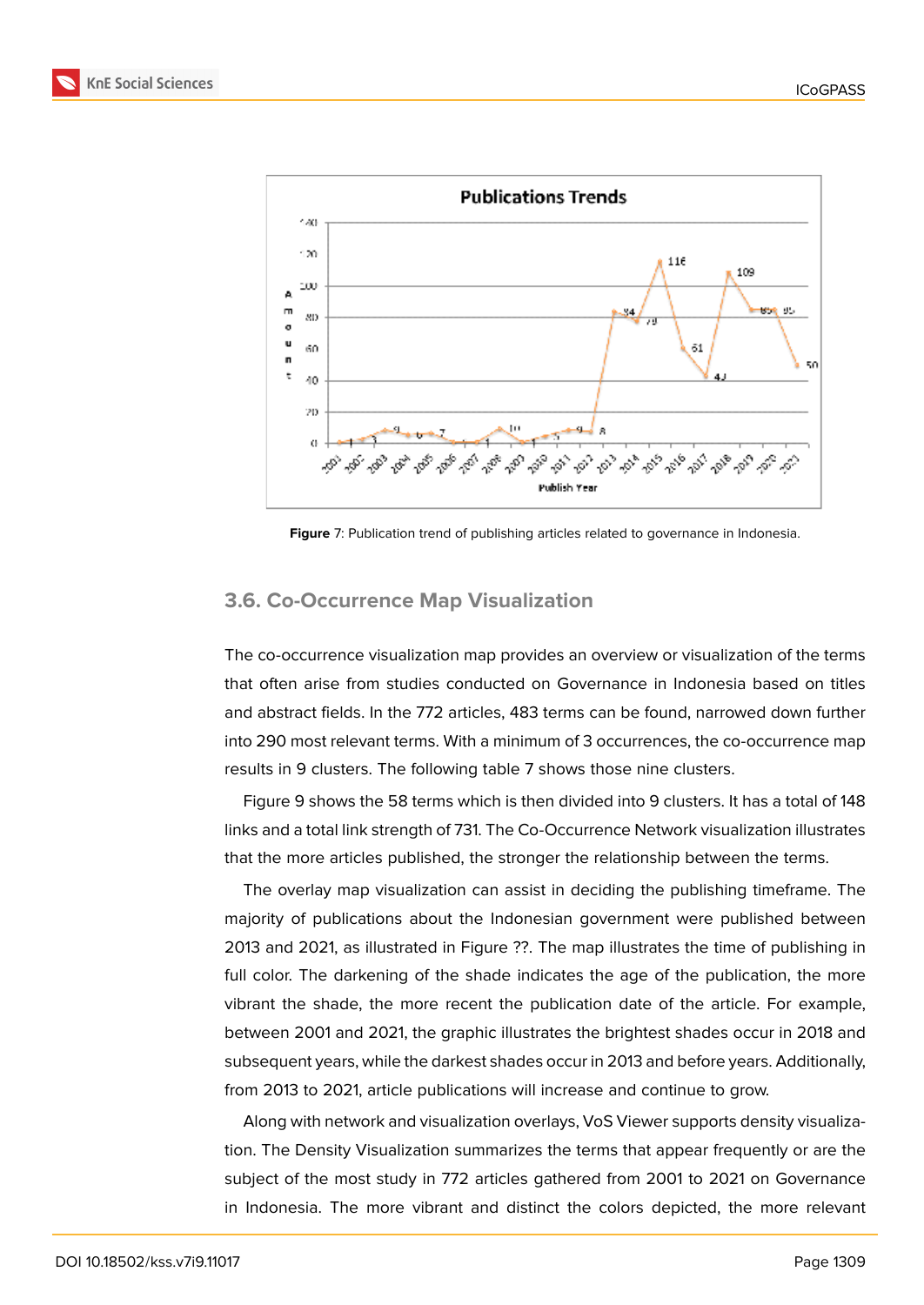**Figure** 7: Publication trend of publishing articles related to governance in Indonesia.

## 3.6. Co-Occurrence Map Visualization

The co-occurrence visualization map provides an overview or visualization of the terms that often arise from studies conducted on Governance in Indonesia based on titles and abstract fields. In the 772 articles, 483 terms can be found, narrowed down further into 290 most relevant terms. With a minimum of 3 occurrences, the co-occurrence map results in 9 clusters. The following table 7 shows those nine clusters.

Figure 9 shows the 58 terms which is then divided into 9 clusters. It has a total of 148 links and a total link strength of 731. The Co-Occurrence Network visualization illustrates that the more articles published, the stronger the relationship between the terms.

The overlay map visualization can assist in deciding the publishing timeframe. The majority of publications about the Indonesian government were published between 2013 and 2021, as illustrated in Figure ??. The map illustrates the time of publishing in full color. The darkening of the shade indicates the age of the publication, the more vibrant the shade, the more recent the publication date of the article. For example, between 2001 and 2021, the graphic illustrates the brightest shades occur in 2018 and subsequent years, while the darkest shades occur in 2013 and before years. Additionally, from 2013 to 2021, article publications will increase and continue to grow.

Along with network and visualization overlays, VoS Viewer supports density visualization. The Density Visualization summarizes the terms that appear frequently or are the subject of the most study in 772 articles gathered from 2001 to 2021 on Governance in Indonesia. The more vibrant and distinct the colors depicted, the more relevant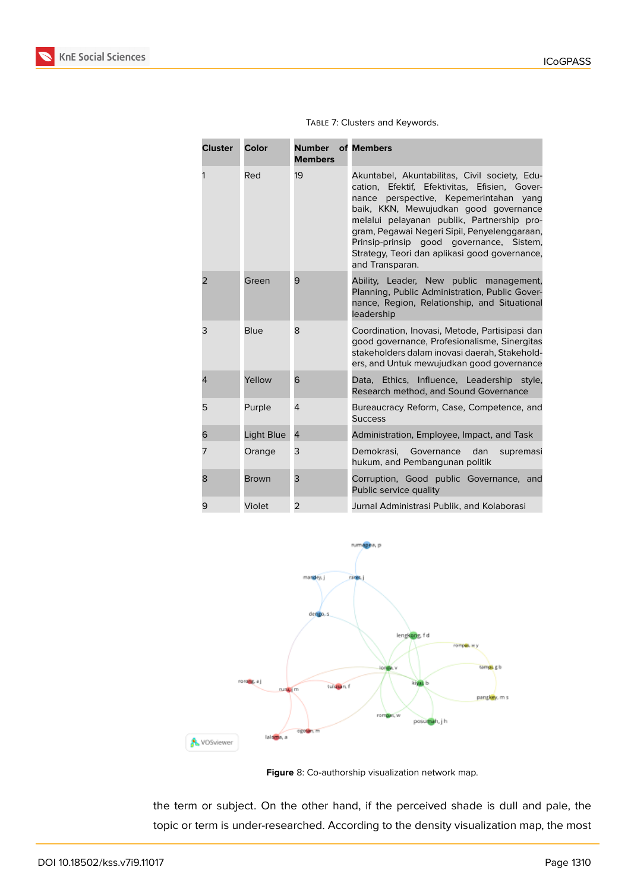TABLE 7: Clusters and Keywords.

| Cluster | Color | Number of Members | Members |
|---|---|---|---|
| 1 | Red | 19 | Akuntabel, Akuntabilitas, Civil society, Education, Efektif, Efektivitas, Efisien, Governance perspective, Kepemerintahan yang baik, KKN, Mewujudkan good governance melalui pelayanan publik, Partnership program, Pegawai Negeri Sipil, Penyelenggaraan, Prinsip-prinsip good governance, Sistem, Strategy, Teori dan aplikasi good governance, and Transparan. |
| 2 | Green | 9 | Ability, Leader, New public management, Planning, Public Administration, Public Governance, Region, Relationship, and Situational leadership |
| 3 | Blue | 8 | Coordination, Inovasi, Metode, Partisipasi dan good governance, Profesionalisme, Sinergitas stakeholders dalam inovasi daerah, Stakeholders, and Untuk mewujudkan good governance |
| 4 | Yellow | 6 | Data, Ethics, Influence, Leadership style, Research method, and Sound Governance |
| 5 | Purple | 4 | Bureaucracy Reform, Case, Competence, and Success |
| 6 | Light Blue | 4 | Administration, Employee, Impact, and Task |
| 7 | Orange | 3 | Demokrasi, Governance dan supremasi hukum, and Pembangunan politik |
| 8 | Brown | 3 | Corruption, Good public Governance, and Public service quality |
| 9 | Violet | 2 | Jurnal Administrasi Publik, and Kolaborasi |

**Figure** 8: Co-authorship visualization network map.

the term or subject. On the other hand, if the perceived shade is dull and pale, the topic or term is under-researched. According to the density visualization map, the most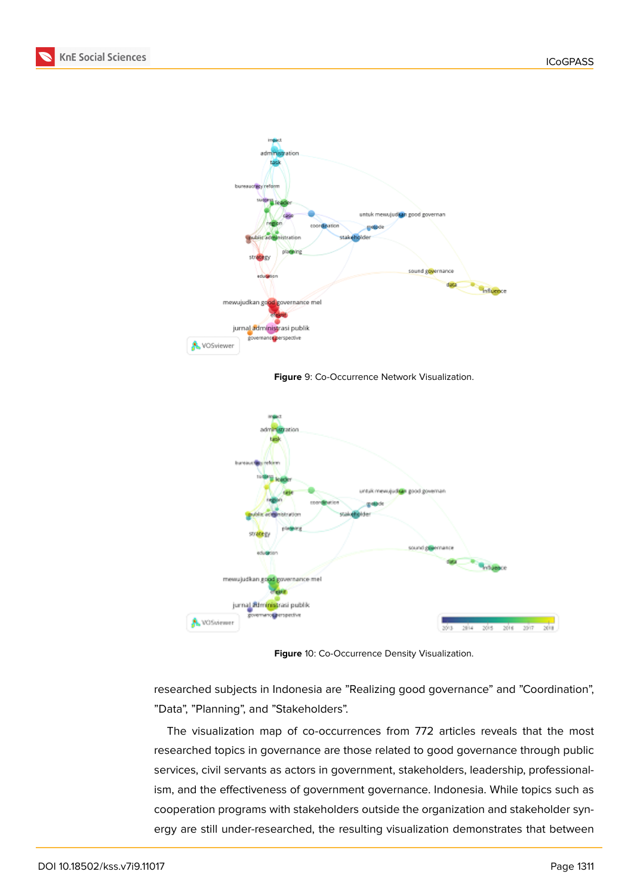Figure 9: Co-Occurrence Network Visualization.

Figure 10: Co-Occurrence Density Visualization.

researched subjects in Indonesia are "Realizing good governance" and "Coordination", "Data", "Planning", and "Stakeholders".

The visualization map of co-occurrences from 772 articles reveals that the most researched topics in governance are those related to good governance through public services, civil servants as actors in government, stakeholders, leadership, professionalism, and the effectiveness of government governance. Indonesia. While topics such as cooperation programs with stakeholders outside the organization and stakeholder synergy are still under-researched, the resulting visualization demonstrates that between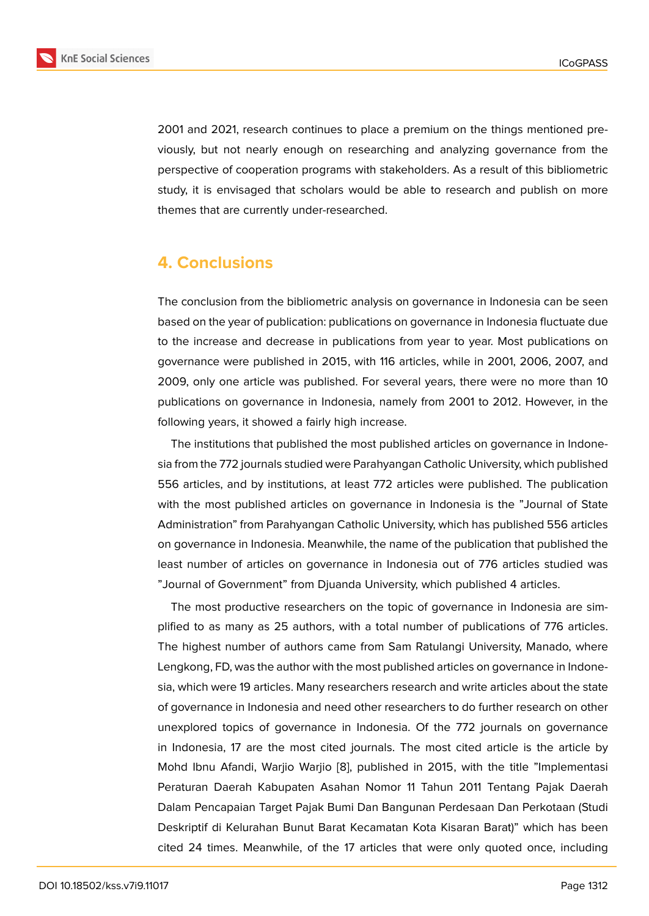2001 and 2021, research continues to place a premium on the things mentioned previously, but not nearly enough on researching and analyzing governance from the perspective of cooperation programs with stakeholders. As a result of this bibliometric study, it is envisaged that scholars would be able to research and publish on more themes that are currently under-researched.

## 4. Conclusions

The conclusion from the bibliometric analysis on governance in Indonesia can be seen based on the year of publication: publications on governance in Indonesia fluctuate due to the increase and decrease in publications from year to year. Most publications on governance were published in 2015, with 116 articles, while in 2001, 2006, 2007, and 2009, only one article was published. For several years, there were no more than 10 publications on governance in Indonesia, namely from 2001 to 2012. However, in the following years, it showed a fairly high increase.

The institutions that published the most published articles on governance in Indonesia from the 772 journals studied were Parahyangan Catholic University, which published 556 articles, and by institutions, at least 772 articles were published. The publication with the most published articles on governance in Indonesia is the "Journal of State Administration" from Parahyangan Catholic University, which has published 556 articles on governance in Indonesia. Meanwhile, the name of the publication that published the least number of articles on governance in Indonesia out of 776 articles studied was "Journal of Government" from Djuanda University, which published 4 articles.

The most productive researchers on the topic of governance in Indonesia are simplified to as many as 25 authors, with a total number of publications of 776 articles. The highest number of authors came from Sam Ratulangi University, Manado, where Lengkong, FD, was the author with the most published articles on governance in Indonesia, which were 19 articles. Many researchers research and write articles about the state of governance in Indonesia and need other researchers to do further research on other unexplored topics of governance in Indonesia. Of the 772 journals on governance in Indonesia, 17 are the most cited journals. The most cited article is the article by Mohd Ibnu Afandi, Warjio Warjio [8], published in 2015, with the title "Implementasi Peraturan Daerah Kabupaten Asahan Nomor 11 Tahun 2011 Tentang Pajak Daerah Dalam Pencapaian Target Pajak Bumi Dan Bangunan Perdesaan Dan Perkotaan (Studi Deskriptif di Kelurahan Bunut Barat Kecamatan Kota Kisaran Barat)" which has been cited 24 times. Meanwhile, of the 17 articles that were only quoted once, including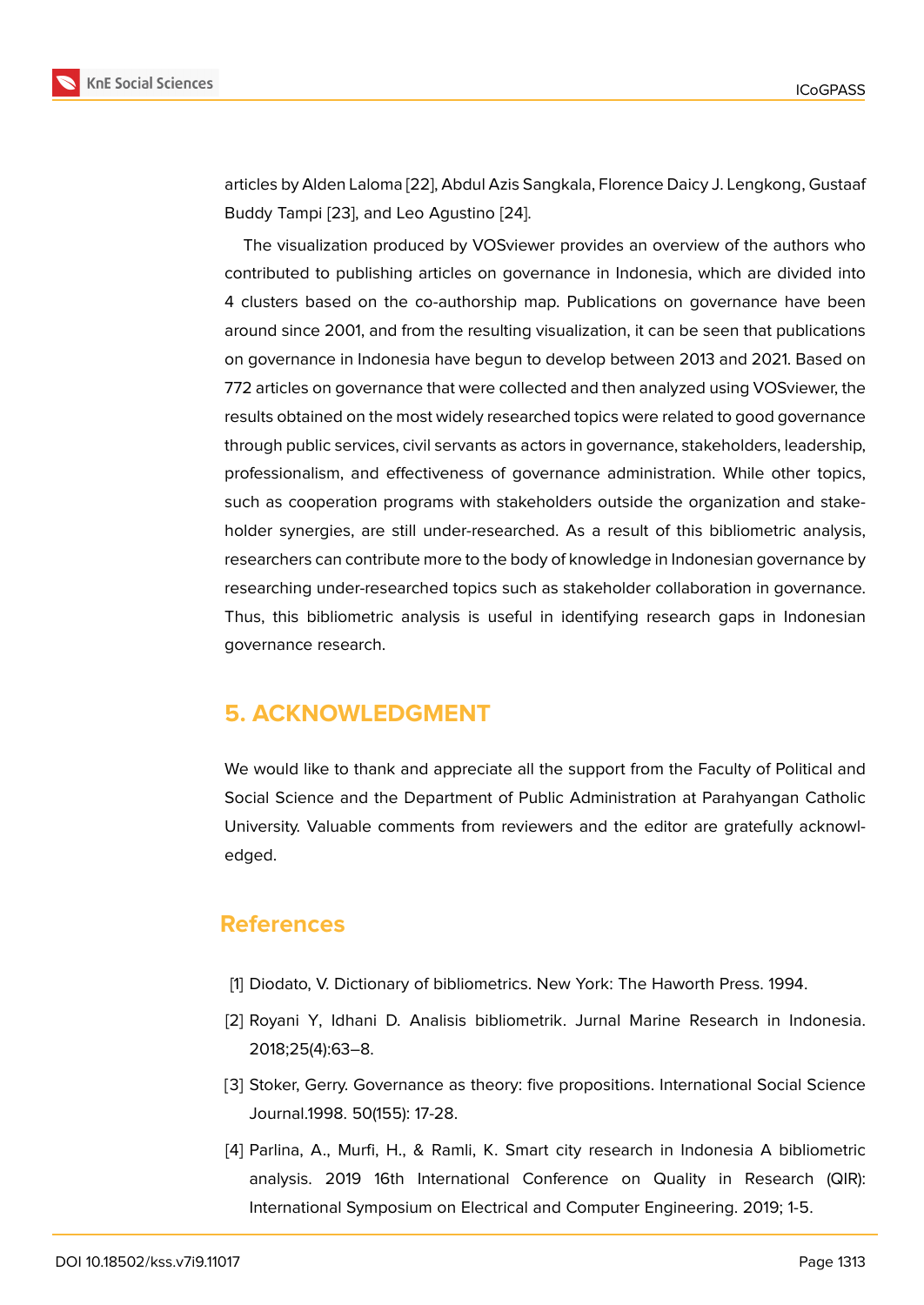articles by Alden Laloma [22], Abdul Azis Sangkala, Florence Daicy J. Lengkong, Gustaaf Buddy Tampi [23], and Leo Agustino [24].

The visualization produced by VOSviewer provides an overview of the authors who contributed to publishing articles on governance in Indonesia, which are divided into 4 clusters based on the co-authorship map. Publications on governance have been around since 2001, and from the resulting visualization, it can be seen that publications on governance in Indonesia have begun to develop between 2013 and 2021. Based on 772 articles on governance that were collected and then analyzed using VOSviewer, the results obtained on the most widely researched topics were related to good governance through public services, civil servants as actors in governance, stakeholders, leadership, professionalism, and effectiveness of governance administration. While other topics, such as cooperation programs with stakeholders outside the organization and stakeholder synergies, are still under-researched. As a result of this bibliometric analysis, researchers can contribute more to the body of knowledge in Indonesian governance by researching under-researched topics such as stakeholder collaboration in governance. Thus, this bibliometric analysis is useful in identifying research gaps in Indonesian governance research.

## 5. ACKNOWLEDGMENT

We would like to thank and appreciate all the support from the Faculty of Political and Social Science and the Department of Public Administration at Parahyangan Catholic University. Valuable comments from reviewers and the editor are gratefully acknowledged.

## References

[1] Diodato, V. Dictionary of bibliometrics. New York: The Haworth Press. 1994.

[2] Royani Y, Idhani D. Analisis bibliometrik. Jurnal Marine Research in Indonesia. 2018;25(4):63–8.

[3] Stoker, Gerry. Governance as theory: five propositions. International Social Science Journal.1998. 50(155): 17-28.

[4] Parlina, A., Murfi, H., & Ramli, K. Smart city research in Indonesia A bibliometric analysis. 2019 16th International Conference on Quality in Research (QIR): International Symposium on Electrical and Computer Engineering. 2019; 1-5.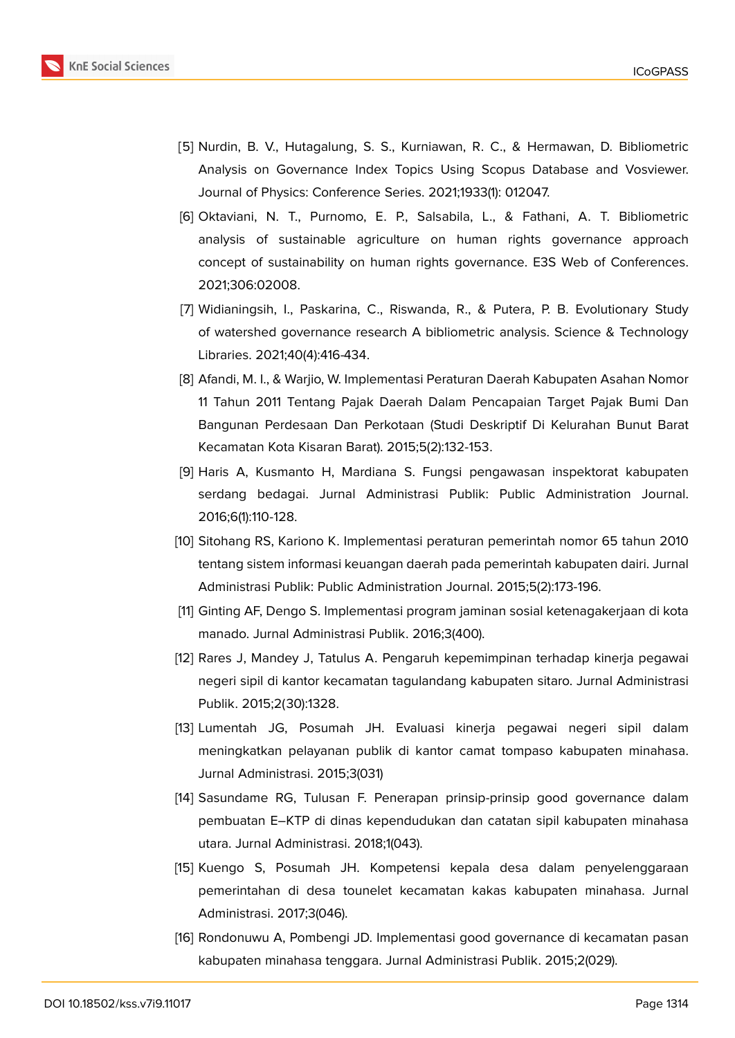[5] Nurdin, B. V., Hutagalung, S. S., Kurniawan, R. C., & Hermawan, D. Bibliometric Analysis on Governance Index Topics Using Scopus Database and Vosviewer. Journal of Physics: Conference Series. 2021;1933(1): 012047.

[6] Oktaviani, N. T., Purnomo, E. P., Salsabila, L., & Fathani, A. T. Bibliometric analysis of sustainable agriculture on human rights governance approach concept of sustainability on human rights governance. E3S Web of Conferences. 2021;306:02008.

[7] Widianingsih, I., Paskarina, C., Riswanda, R., & Putera, P. B. Evolutionary Study of watershed governance research A bibliometric analysis. Science & Technology Libraries. 2021;40(4):416-434.

[8] Afandi, M. I., & Warjio, W. Implementasi Peraturan Daerah Kabupaten Asahan Nomor 11 Tahun 2011 Tentang Pajak Daerah Dalam Pencapaian Target Pajak Bumi Dan Bangunan Perdesaan Dan Perkotaan (Studi Deskriptif Di Kelurahan Bunut Barat Kecamatan Kota Kisaran Barat). 2015;5(2):132-153.

[9] Haris A, Kusmanto H, Mardiana S. Fungsi pengawasan inspektorat kabupaten serdang bedagai. Jurnal Administrasi Publik: Public Administration Journal. 2016;6(1):110-128.

[10] Sitohang RS, Kariono K. Implementasi peraturan pemerintah nomor 65 tahun 2010 tentang sistem informasi keuangan daerah pada pemerintah kabupaten dairi. Jurnal Administrasi Publik: Public Administration Journal. 2015;5(2):173-196.

[11] Ginting AF, Dengo S. Implementasi program jaminan sosial ketenagakerjaan di kota manado. Jurnal Administrasi Publik. 2016;3(400).

[12] Rares J, Mandey J, Tatulus A. Pengaruh kepemimpinan terhadap kinerja pegawai negeri sipil di kantor kecamatan tagulandang kabupaten sitaro. Jurnal Administrasi Publik. 2015;2(30):1328.

[13] Lumentah JG, Posumah JH. Evaluasi kinerja pegawai negeri sipil dalam meningkatkan pelayanan publik di kantor camat tompaso kabupaten minahasa. Jurnal Administrasi. 2015;3(031)

[14] Sasundame RG, Tulusan F. Penerapan prinsip-prinsip good governance dalam pembuatan E–KTP di dinas kependudukan dan catatan sipil kabupaten minahasa utara. Jurnal Administrasi. 2018;1(043).

[15] Kuengo S, Posumah JH. Kompetensi kepala desa dalam penyelenggaraan pemerintahan di desa tounelet kecamatan kakas kabupaten minahasa. Jurnal Administrasi. 2017;3(046).

[16] Rondonuwu A, Pombengi JD. Implementasi good governance di kecamatan pasan kabupaten minahasa tenggara. Jurnal Administrasi Publik. 2015;2(029).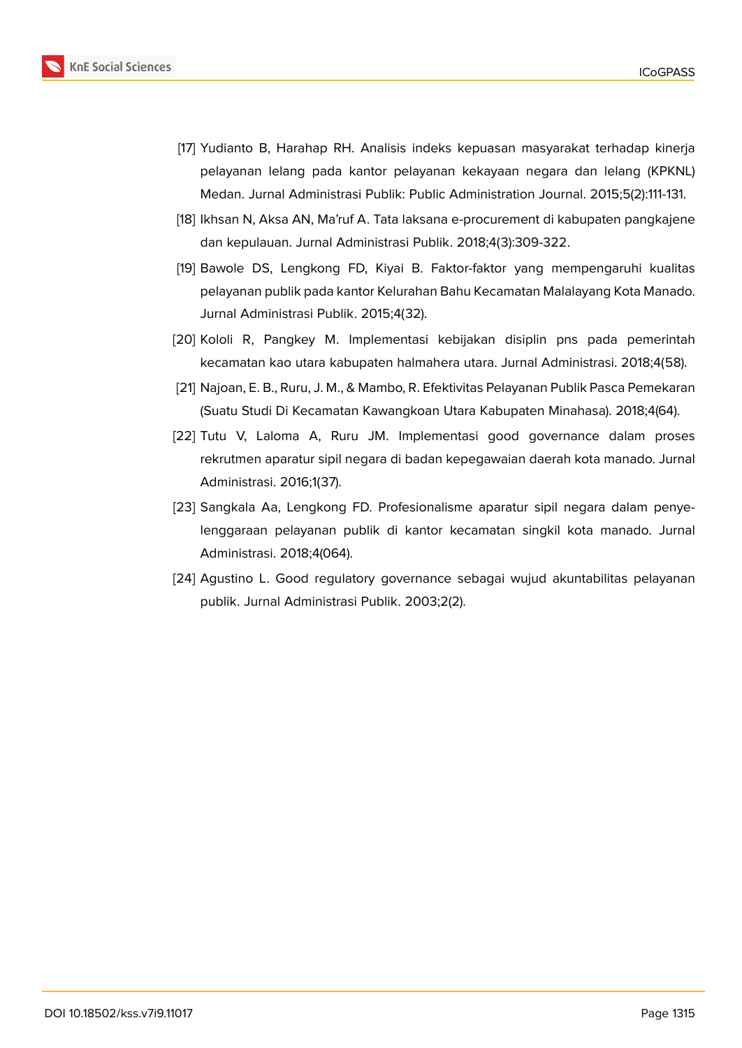[17] Yudianto B, Harahap RH. Analisis indeks kepuasan masyarakat terhadap kinerja pelayanan lelang pada kantor pelayanan kekayaan negara dan lelang (KPKNL) Medan. Jurnal Administrasi Publik: Public Administration Journal. 2015;5(2):111-131.

[18] Ikhsan N, Aksa AN, Ma'ruf A. Tata laksana e-procurement di kabupaten pangkajene dan kepulauan. Jurnal Administrasi Publik. 2018;4(3):309-322.

[19] Bawole DS, Lengkong FD, Kiyai B. Faktor-faktor yang mempengaruhi kualitas pelayanan publik pada kantor Kelurahan Bahu Kecamatan Malalayang Kota Manado. Jurnal Administrasi Publik. 2015;4(32).

[20] Kololi R, Pangkey M. Implementasi kebijakan disiplin pns pada pemerintah kecamatan kao utara kabupaten halmahera utara. Jurnal Administrasi. 2018;4(58).

[21] Najoan, E. B., Ruru, J. M., & Mambo, R. Efektivitas Pelayanan Publik Pasca Pemekaran (Suatu Studi Di Kecamatan Kawangkoan Utara Kabupaten Minahasa). 2018;4(64).

[22] Tutu V, Laloma A, Ruru JM. Implementasi good governance dalam proses rekrutmen aparatur sipil negara di badan kepegawaian daerah kota manado. Jurnal Administrasi. 2016;1(37).

[23] Sangkala Aa, Lengkong FD. Profesionalisme aparatur sipil negara dalam penyelenggaraan pelayanan publik di kantor kecamatan singkil kota manado. Jurnal Administrasi. 2018;4(064).

[24] Agustino L. Good regulatory governance sebagai wujud akuntabilitas pelayanan publik. Jurnal Administrasi Publik. 2003;2(2).